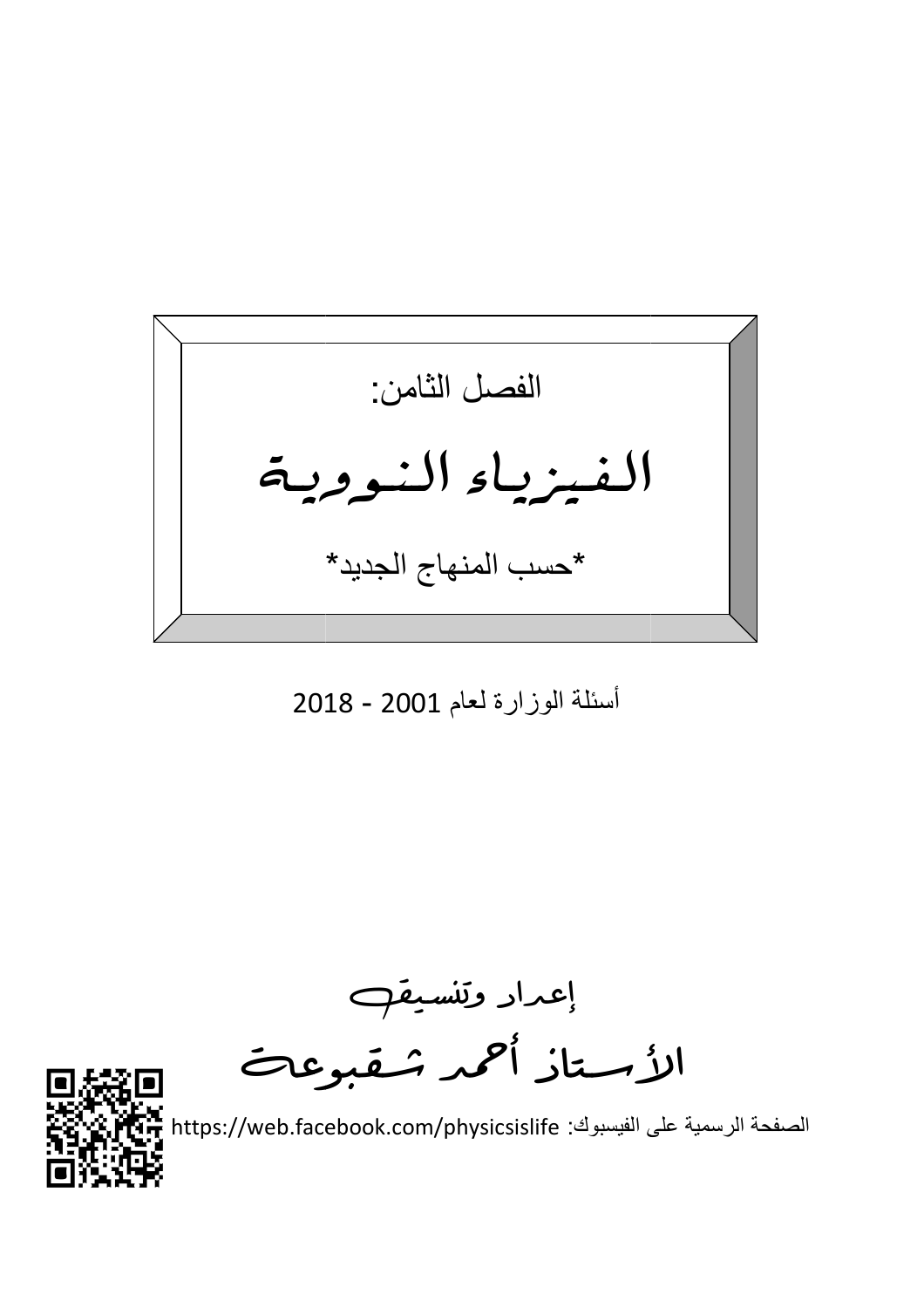الفصل الثامن:

# الفيزياء النووية

*حسب المنهاج الجديد*

أسئلة الوزارة لعام 2001 - 2018

إعداد وتنسيق

## الأستاذ أحمد شقبوعة

الصفحة الرسمية على الفيسبوك: https://web.facebook.com/physicsislife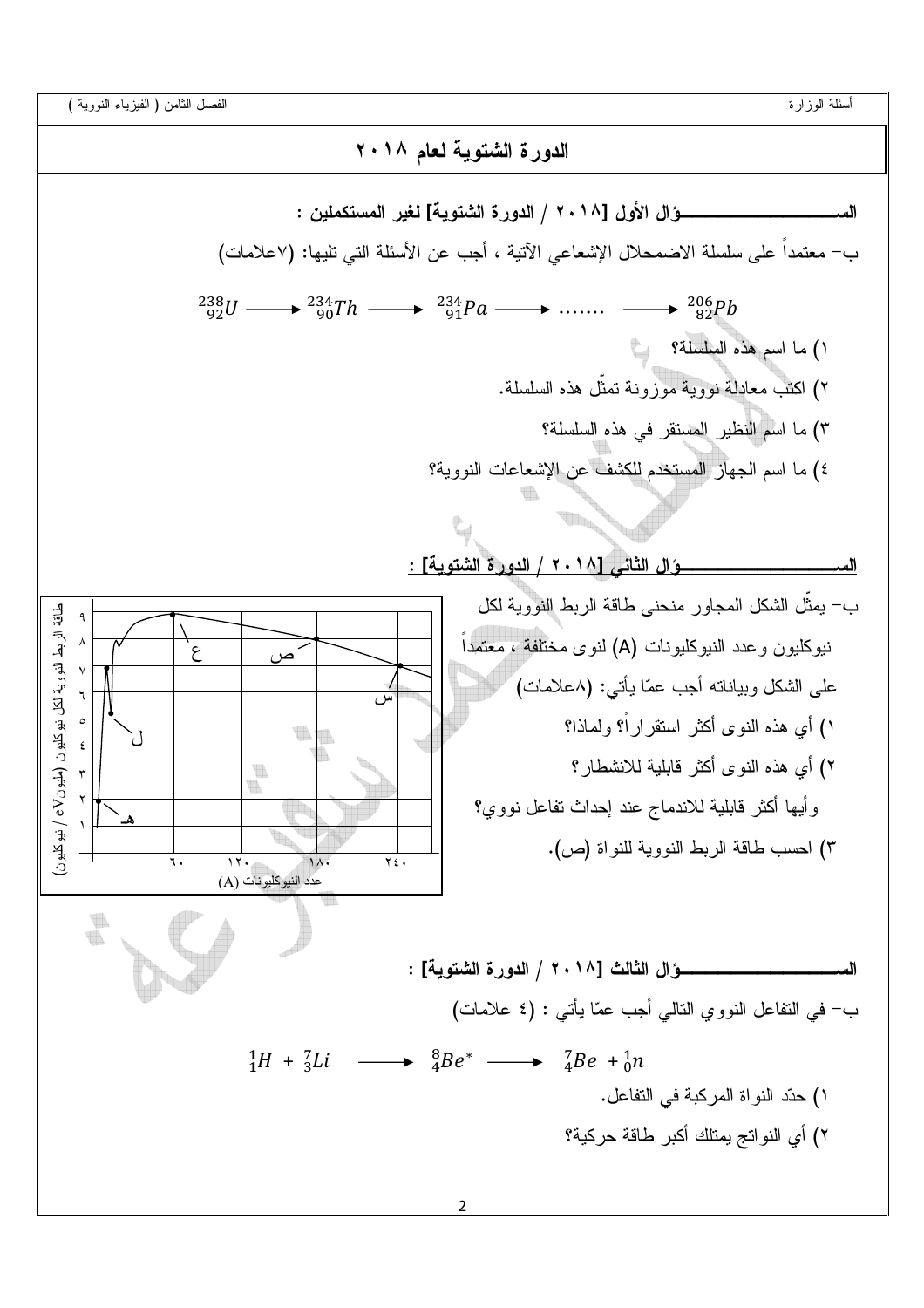## الدورة الشتوية لعام ٢٠١٨

**السـؤال الأول [٢٠١٨ / الدورة الشتوية] لغير المستكملين :**

ب- معتمداً على سلسلة الاضمحلال الإشعاعي الآتية ، أجب عن الأسئلة التي تليها: (٧علامات)

$$^{238}_{92}U \longrightarrow {}^{234}_{90}Th \longrightarrow {}^{234}_{91}Pa \longrightarrow ....... \longrightarrow {}^{206}_{82}Pb$$

١) ما اسم هذه السلسلة؟

٢) اكتب معادلة نووية موزونة تمثّل هذه السلسلة.

٣) ما اسم النظير المستقر في هذه السلسلة؟

٤) ما اسم الجهاز المستخدم للكشف عن الإشعاعات النووية؟

**السـؤال الثاني [٢٠١٨ / الدورة الشتوية] :**

ب- يمثّل الشكل المجاور منحنى طاقة الربط النووية لكل نيوكليون وعدد النيوكليونات (A) لنوى مختلفة ، معتمداً على الشكل وبياناته أجب عمّا يأتي: (٨علامات)

١) أي هذه النوى أكثر استقراراً؟ ولماذا؟

٢) أي هذه النوى أكثر قابلية للانشطار؟

وأيها أكثر قابلية للاندماج عند إحداث تفاعل نووي؟

٣) احسب طاقة الربط النووية للنواة (ص).

طاقة الربط النووية لكل نيوكليون (مليون eV / نيوكليون)

عدد النيوكليونات (A)

**السـؤال الثالث [٢٠١٨ / الدورة الشتوية] :**

ب- في التفاعل النووي التالي أجب عمّا يأتي : (٤ علامات)

$$^{1}_{1}H + {}^{7}_{3}Li \longrightarrow {}^{8}_{4}Be^{*} \longrightarrow {}^{7}_{4}Be + {}^{1}_{0}n$$

١) حدّد النواة المركبة في التفاعل.

٢) أي النواتج يمتلك أكبر طاقة حركية؟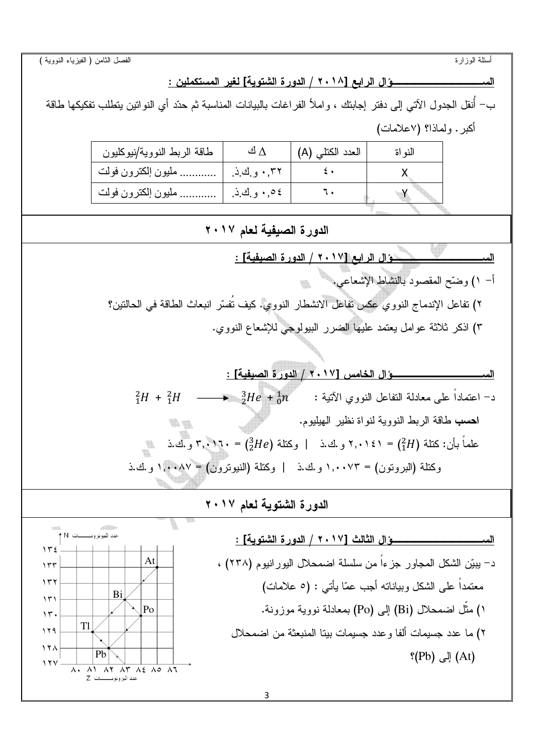السـؤال الرابع [٢٠١٨ / الدورة الشتوية] لغير المستكملين :

ب- أُنقل الجدول الآتي إلى دفتر إجابتك ، واملأ الفراغات بالبيانات المناسبة ثم حدّد أي النواتين يتطلب تفكيكها طاقة أكبر. ولماذا؟ (٧علامات)

| النواة | العدد الكتلي (A) | $\Delta$ ك | طاقة الربط النووية/نيوكليون |
|---|---|---|---|
| X | ٤٠ | ٠,٣٢ و.ك.ذ. | ........... مليون إلكترون فولت |
| Y | ٦٠ | ٠,٥٤ و.ك.ذ. | ........... مليون إلكترون فولت |

## الدورة الصيفية لعام ٢٠١٧

السـؤال الرابع [٢٠١٧ / الدورة الصيفية] :

أ- ١) وضّح المقصود بالنشاط الإشعاعي.

٢) تفاعل الإندماج النووي عكس تفاعل الانشطار النووي. كيف تُفسّر انبعاث الطاقة في الحالتين؟

٣) اذكر ثلاثة عوامل يعتمد عليها الضرر البيولوجي للإشعاع النووي.

السـؤال الخامس [٢٠١٧ / الدورة الصيفية] :

د- اعتماداً على معادلة التفاعل النووي الآتية : $^{2}_{1}H + ^{2}_{1}H \longrightarrow ^{3}_{2}He + ^{1}_{0}n$

**احسب** طاقة الربط النووية لنواة نظير الهيليوم.

علماً بأن: كتلة $(^{2}_{1}H)$ = ٢,٠١٤١ و.ك.ذ | وكتلة $(^{3}_{2}He)$ = ٣,٠١٦٠ و.ك.ذ

وكتلة (البروتون) = ١,٠٠٧٣ و.ك.ذ | وكتلة (النيوترون) = ١,٠٠٨٧ و.ك.ذ

## الدورة الشتوية لعام ٢٠١٧

السـؤال الثالث [٢٠١٧ / الدورة الشتوية] :

د- يبيّن الشكل المجاور جزءاً من سلسلة اضمحلال اليورانيوم (٢٣٨) ، معتمداً على الشكل وبياناته أجب عمّا يأتي : (٥ علامات)

١) مثّل اضمحلال (Bi) إلى (Po) بمعادلة نووية موزونة.

٢) ما عدد جسيمات ألفا وعدد جسيمات بيتا المنبعثة من اضمحلال (At) إلى (Pb)؟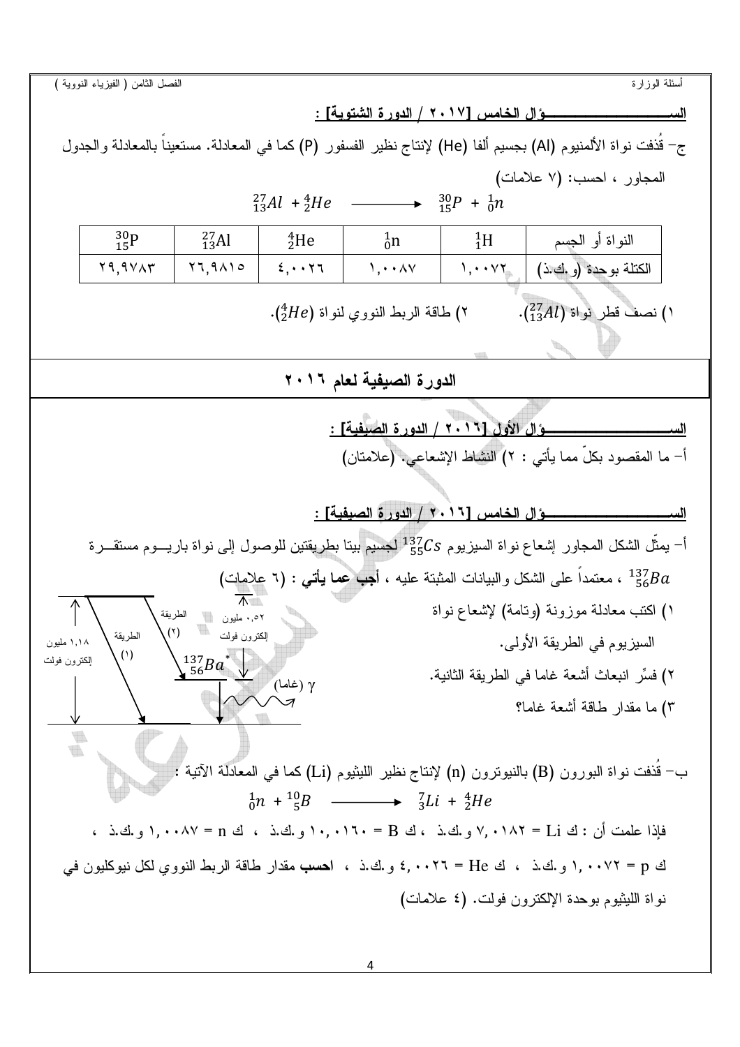**الســـــــــــــــــــــؤال الخامس [٢٠١٧ / الدورة الشتوية] :**

ج- قُذفت نواة الألمنيوم (Al) بجسيم ألفا (He) لإنتاج نظير الفسفور (P) كما في المعادلة. مستعيناً بالمعادلة والجدول المجاور ، احسب: (٧ علامات)

$$^{27}_{13}Al + ^{4}_{2}He \longrightarrow ^{30}_{15}P + ^{1}_{0}n$$

| النواة أو الجسم | $^{1}_{1}H$ | $^{1}_{0}n$ | $^{4}_{2}He$ | $^{27}_{13}Al$ | $^{30}_{15}P$ |
|---|---|---|---|---|---|
| الكتلة بوحدة (و.ك.ذ) | ١,٠٠٧٢ | ١,٠٠٨٧ | ٤,٠٠٢٦ | ٢٦,٩٨١٥ | ٢٩,٩٧٨٣ |

١) نصف قطر نواة ($^{27}_{13}Al$). ٢) طاقة الربط النووي لنواة ($^{4}_{2}He$).

## الدورة الصيفية لعام ٢٠١٦

**الســـــــــــــــــــــؤال الأول [٢٠١٦ / الدورة الصيفية] :**

أ- ما المقصود بكلٍّ مما يأتي : ٢) النشاط الإشعاعي. (علامتان)

**الســـــــــــــــــــــؤال الخامس [٢٠١٦ / الدورة الصيفية] :**

أ- يمثّل الشكل المجاور إشعاع نواة السيزيوم $^{137}_{55}Cs$ لجسيم بيتا بطريقتين للوصول إلى نواة باريـــوم مستقـــرة $^{137}_{56}Ba$ ، معتمداً على الشكل والبيانات المثبتة عليه ، **أجب عما يأتي** : (٦ علامات)

١) اكتب معادلة موزونة (وتامة) لإشعاع نواة السيزيوم في الطريقة الأولى.

٢) فسّر انبعاث أشعة غاما في الطريقة الثانية.

٣) ما مقدار طاقة أشعة غاما؟

(الشكل: ١,١٨ مليون إلكترون فولت ، الطريقة (١) ، الطريقة (٢) ، $^{137}_{56}Ba^*$ ، ٠,٥٢ مليون إلكترون فولت ، γ (غاما))

ب- قُذفت نواة البورون (B) بالنيوترون (n) لإنتاج نظير الليثيوم (Li) كما في المعادلة الآتية :

$$^{1}_{0}n + ^{10}_{5}B \longrightarrow ^{7}_{3}Li + ^{4}_{2}He$$

فإذا علمت أن : ك Li = ٧,٠١٨٢ و.ك.ذ ، ك B = ١٠,٠١٦٠ و.ك.ذ ، ك n = ١,٠٠٨٧ و.ك.ذ ، ك p = ١,٠٠٧٢ و.ك.ذ ، ك He = ٤,٠٠٢٦ و.ك.ذ ، **احسب** مقدار طاقة الربط النووي لكل نيوكليون في نواة الليثيوم بوحدة الإلكترون فولت. (٤ علامات)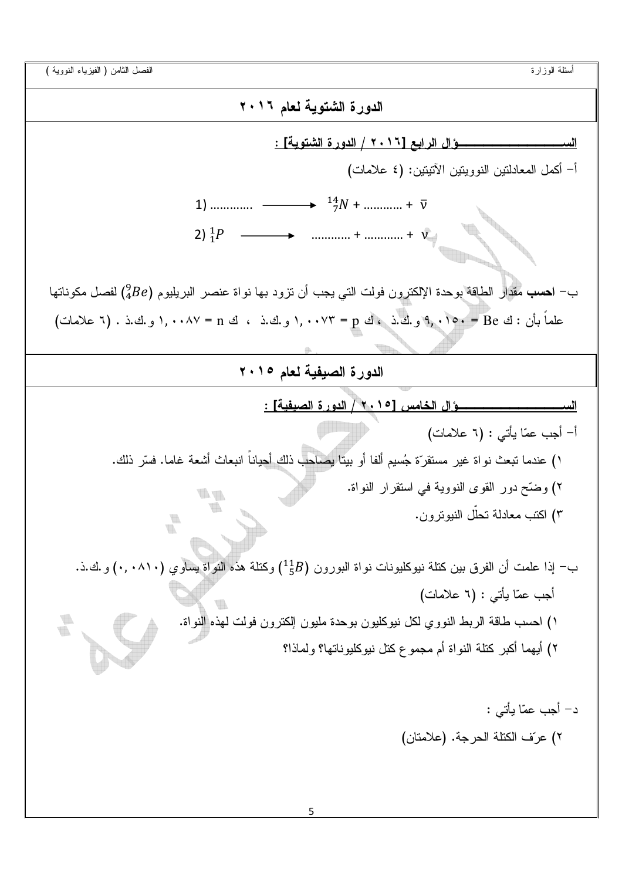## الدورة الشتوية لعام ٢٠١٦

**السـؤال الرابع [٢٠١٦ / الدورة الشتوية] :**

أ- أكمل المعادلتين النوويتين الآتيتين: (٤ علامات)

$$1)\ ............ \longrightarrow {}^{14}_{7}N + ............ + \bar{\nu}$$

$$2)\ {}^{1}_{1}P \longrightarrow ............ + ............ + \nu$$

ب- **احسب** مقدار الطاقة بوحدة الإلكترون فولت التي يجب أن تزود بها نواة عنصر البريليوم (${}^{9}_{4}Be$) لفصل مكوناتها علماً بأن : ك Be = ٩,٠١٥٠ و.ك.ذ ، ك p = ١,٠٠٧٣ و.ك.ذ ، ك n = ١,٠٠٨٧ و.ك.ذ . (٦ علامات)

## الدورة الصيفية لعام ٢٠١٥

**السـؤال الخامس [٢٠١٥ / الدورة الصيفية] :**

أ- أجب عمّا يأتي : (٦ علامات)

١) عندما تبعث نواة غير مستقرّة جُسيم ألفا أو بيتا يصاحب ذلك أحياناً انبعاث أشعة غاما. فسّر ذلك.

٢) وضّح دور القوى النووية في استقرار النواة.

٣) اكتب معادلة تحلّل النيوترون.

ب- إذا علمت أن الفرق بين كتلة نيوكليونات نواة البورون (${}^{11}_{5}B$) وكتلة هذه النواة يساوي (٠,٠٨١٠) و.ك.ذ.

أجب عمّا يأتي : (٦ علامات)

١) احسب طاقة الربط النووي لكل نيوكليون بوحدة مليون إلكترون فولت لهذه النواة.

٢) أيهما أكبر كتلة النواة أم مجموع كتل نيوكليوناتها؟ ولماذا؟

د- أجب عمّا يأتي :

٢) عرّف الكتلة الحرجة. (علامتان)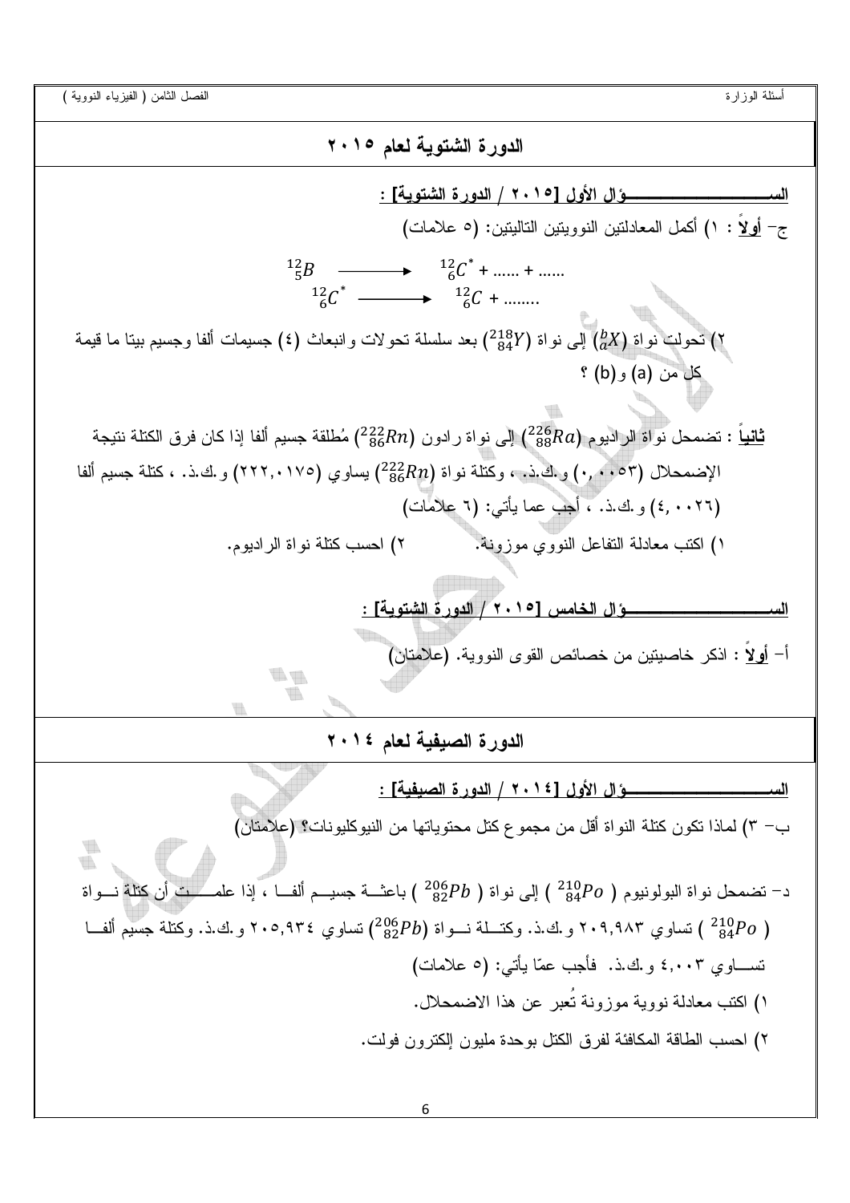## الدورة الشتوية لعام ٢٠١٥

**الســــــــــــــــــؤال الأول [٢٠١٥ / الدورة الشتوية] :**

ج- **أولاً** : ١) أكمل المعادلتين النوويتين التاليتين: (٥ علامات)

$$^{12}_{5}B \longrightarrow {}^{12}_{6}C^{*} + \ldots\ldots + \ldots\ldots$$

$$^{12}_{6}C^{*} \longrightarrow {}^{12}_{6}C + \ldots\ldots\ldots$$

٢) تحولت نواة ($^{b}_{a}X$) إلى نواة ($^{218}_{84}Y$) بعد سلسلة تحولات وانبعاث (٤) جسيمات ألفا وجسيم بيتا ما قيمة كل من (a) و(b) ؟

**ثانياً** : تضمحل نواة الراديوم ($^{226}_{88}Ra$) إلى نواة رادون ($^{222}_{86}Rn$) مُطلقة جسيم ألفا إذا كان فرق الكتلة نتيجة الإضمحلال (٠,٠٠٥٣) و.ك.ذ. ، وكتلة نواة ($^{222}_{86}Rn$) يساوي (٢٢٢,٠١٧٥) و.ك.ذ. ، كتلة جسيم ألفا (٤,٠٠٢٦) و.ك.ذ. ، أجب عما يأتي: (٦ علامات)

١) اكتب معادلة التفاعل النووي موزونة. ٢) احسب كتلة نواة الراديوم.

**الســــــــــــــــــؤال الخامس [٢٠١٥ / الدورة الشتوية] :**

أ- **أولاً** : اذكر خاصيتين من خصائص القوى النووية. (علامتان)

## الدورة الصيفية لعام ٢٠١٤

**الســــــــــــــــــؤال الأول [٢٠١٤ / الدورة الصيفية] :**

ب- ٣) لماذا تكون كتلة النواة أقل من مجموع كتل محتوياتها من النيوكليونات؟ (علامتان)

د- تضمحل نواة البولونيوم ( $^{210}_{84}Po$ ) إلى نواة ( $^{206}_{82}Pb$ ) باعثة جسيم ألفا ، إذا علمت أن كتلة نواة ( $^{210}_{84}Po$ ) تساوي ٢٠٩,٩٨٣ و.ك.ذ. وكتلة نواة ($^{206}_{82}Pb$) تساوي ٢٠٥,٩٣٤ و.ك.ذ. وكتلة جسيم ألفا تساوي ٤,٠٠٣ و.ك.ذ. فأجب عمّا يأتي: (٥ علامات)

١) اكتب معادلة نووية موزونة تُعبر عن هذا الاضمحلال.

٢) احسب الطاقة المكافئة لفرق الكتل بوحدة مليون إلكترون فولت.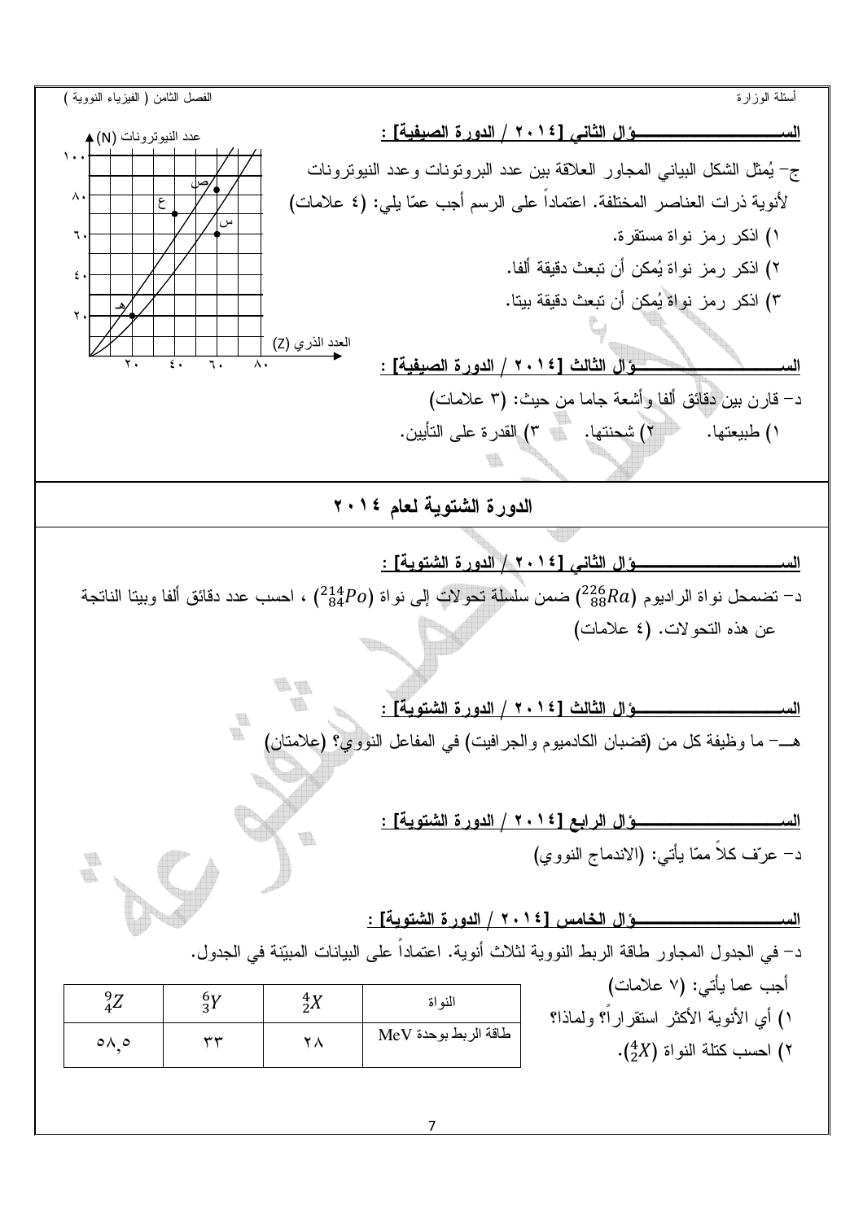## السؤال الثاني [٢٠١٤ / الدورة الصيفية] :

ج- يُمثل الشكل البياني المجاور العلاقة بين عدد البروتونات وعدد النيوترونات لأنوية ذرات العناصر المختلفة. اعتماداً على الرسم أجب عمّا يلي: (٤ علامات)

١) اذكر رمز نواة مستقرة.

٢) اذكر رمز نواة يُمكن أن تبعث دقيقة ألفا.

٣) اذكر رمز نواة يُمكن أن تبعث دقيقة بيتا.

## السؤال الثالث [٢٠١٤ / الدورة الصيفية] :

د- قارن بين دقائق ألفا وأشعة جاما من حيث: (٣ علامات)

١) طبيعتها. ٢) شحنتها. ٣) القدرة على التأيين.

# الدورة الشتوية لعام ٢٠١٤

## السؤال الثاني [٢٠١٤ / الدورة الشتوية] :

د- تضمحل نواة الراديوم ($^{226}_{88}Ra$) ضمن سلسلة تحولات إلى نواة ($^{214}_{84}Po$) ، احسب عدد دقائق ألفا وبيتا الناتجة عن هذه التحولات. (٤ علامات)

## السؤال الثالث [٢٠١٤ / الدورة الشتوية] :

هـ- ما وظيفة كل من (قضبان الكادميوم والجرافيت) في المفاعل النووي؟ (علامتان)

## السؤال الرابع [٢٠١٤ / الدورة الشتوية] :

د- عرّف كلاً ممّا يأتي: (الاندماج النووي)

## السؤال الخامس [٢٠١٤ / الدورة الشتوية] :

د- في الجدول المجاور طاقة الربط النووية لثلاث أنوية. اعتماداً على البيانات المبيّنة في الجدول.

أجب عما يأتي: (٧ علامات)

١) أي الأنوية الأكثر استقراراً؟ ولماذا؟

٢) احسب كتلة النواة ($^{4}_{2}X$).

| النواة | $^{4}_{2}X$ | $^{6}_{3}Y$ | $^{9}_{4}Z$ |
|---|---|---|---|
| طاقة الربط بوحدة MeV | ٢٨ | ٣٣ | ٥٨,٥ |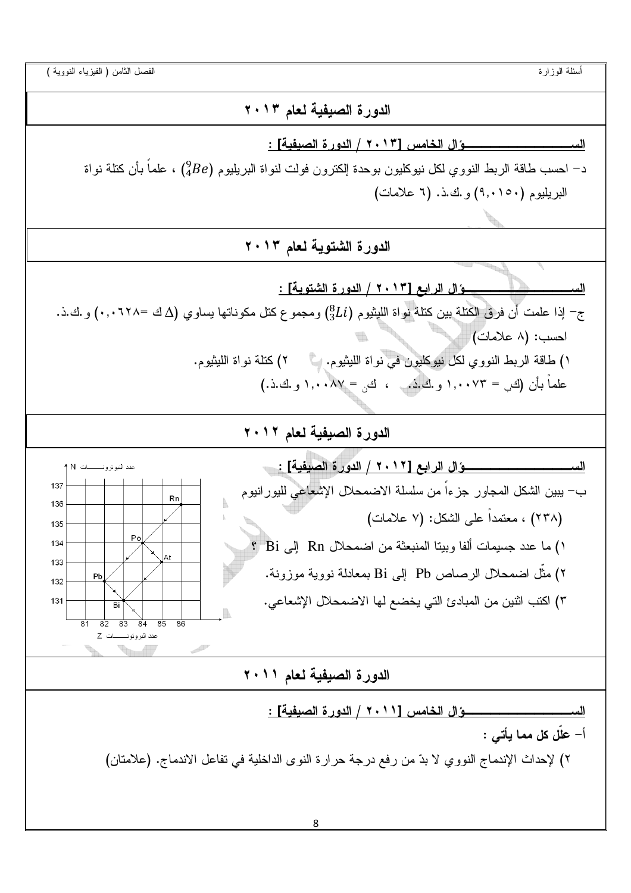## الدورة الصيفية لعام ٢٠١٣

**الســـــــــــــــــؤال الخامس [٢٠١٣ / الدورة الصيفية] :**

د− احسب طاقة الربط النووي لكل نيوكليون بوحدة إلكترون فولت لنواة البريليوم ($^{9}_{4}Be$) ، علماً بأن كتلة نواة البريليوم (٩,٠١٥٠) و.ك.ذ. (٦ علامات)

## الدورة الشتوية لعام ٢٠١٣

**الســـــــــــــــــؤال الرابع [٢٠١٣ / الدورة الشتوية] :**

ج− إذا علمت أن فرق الكتلة بين كتلة نواة الليثيوم ($^{8}_{3}Li$) ومجموع كتل مكوناتها يساوي ($\Delta$ك =٠,٠٦٢٨) و.ك.ذ. احسب: (٨ علامات)

١) طاقة الربط النووي لكل نيوكليون في نواة الليثيوم. ٢) كتلة نواة الليثيوم.

علماً بأن (كـ$_{ب}$ = ١,٠٠٧٣ و.ك.ذ. ، كـ$_{ن}$ = ١,٠٠٨٧ و.ك.ذ.)

## الدورة الصيفية لعام ٢٠١٢

**الســـــــــــــــــؤال الرابع [٢٠١٢ / الدورة الصيفية] :**

ب− يبين الشكل المجاور جزءاً من سلسلة الاضمحلال الإشعاعي لليورانيوم (٢٣٨) ، معتمداً على الشكل: (٧ علامات)

١) ما عدد جسيمات ألفا وبيتا المنبعثة من اضمحلال Rn إلى Bi ؟

٢) مثّل اضمحلال الرصاص Pb إلى Bi بمعادلة نووية موزونة.

٣) اكتب اثنين من المبادئ التي يخضع لها الاضمحلال الإشعاعي.

## الدورة الصيفية لعام ٢٠١١

**الســـــــــــــــــؤال الخامس [٢٠١١ / الدورة الصيفية] :**

أ− **علّل كل مما يأتي :**

٢) لإحداث الإندماج النووي لا بدّ من رفع درجة حرارة النوى الداخلية في تفاعل الاندماج. (علامتان)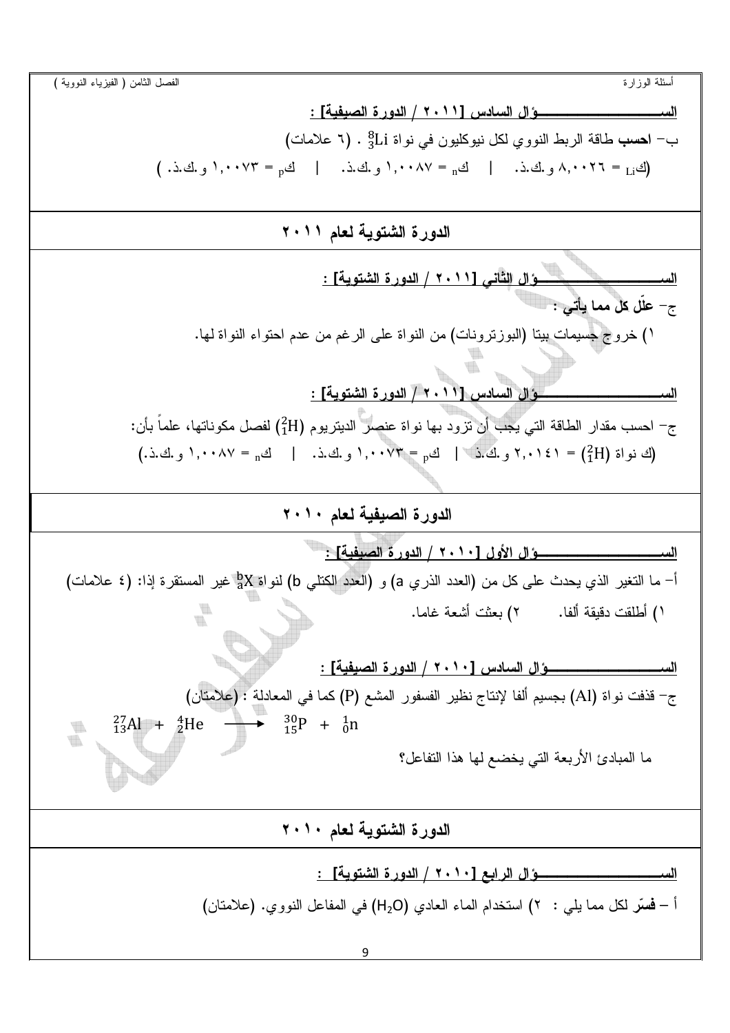**الســـــــــــــــــــؤال السادس [٢٠١١ / الدورة الصيفية] :**

ب− **احسب** طاقة الربط النووي لكل نيوكليون في نواة $^{8}_{3}Li$ . (٦ علامات)

(ك$_{Li}$ = ٨,٠٠٢٦ و.ك.ذ. | ك$_n$ = ١,٠٠٨٧ و.ك.ذ. | ك$_p$ = ١,٠٠٧٣ و.ك.ذ. )

## الدورة الشتوية لعام ٢٠١١

**الســـــــــــــــــــؤال الثاني [٢٠١١ / الدورة الشتوية] :**

ج− **علّل كل مما يأتي :**

١) خروج جسيمات بيتا (البوزترونات) من النواة على الرغم من عدم احتواء النواة لها.

**الســـــــــــــــــــؤال السادس [٢٠١١ / الدورة الشتوية] :**

ج− احسب مقدار الطاقة التي يجب أن تزود بها نواة عنصر الديتريوم ($^{2}_{1}H$) لفصل مكوناتها، علماً بأن:

(ك نواة ($^{2}_{1}H$) = ٢,٠١٤١ و.ك.ذ | ك$_p$ = ١,٠٠٧٣ و.ك.ذ. | ك$_n$ = ١,٠٠٨٧ و.ك.ذ.)

## الدورة الصيفية لعام ٢٠١٠

**الســـــــــــــــــــؤال الأول [٢٠١٠ / الدورة الصيفية] :**

أ− ما التغير الذي يحدث على كل من (العدد الذري a) و (العدد الكتلي b) لنواة $^{b}_{a}X$ غير المستقرة إذا: (٤ علامات)

١) أطلقت دقيقة ألفا. ٢) بعثت أشعة غاما.

**الســـــــــــــــــــؤال السادس [٢٠١٠ / الدورة الصيفية] :**

ج− قذفت نواة (Al) بجسيم ألفا لإنتاج نظير الفسفور المشع (P) كما في المعادلة : (علامتان)

$$^{27}_{13}Al + ^{4}_{2}He \longrightarrow ^{30}_{15}P + ^{1}_{0}n$$

ما المبادئ الأربعة التي يخضع لها هذا التفاعل؟

## الدورة الشتوية لعام ٢٠١٠

**الســـــــــــــــــــؤال الرابع [٢٠١٠ / الدورة الشتوية] :**

أ – **فسّر** لكل مما يلي : ٢) استخدام الماء العادي ($H_2O$) في المفاعل النووي. (علامتان)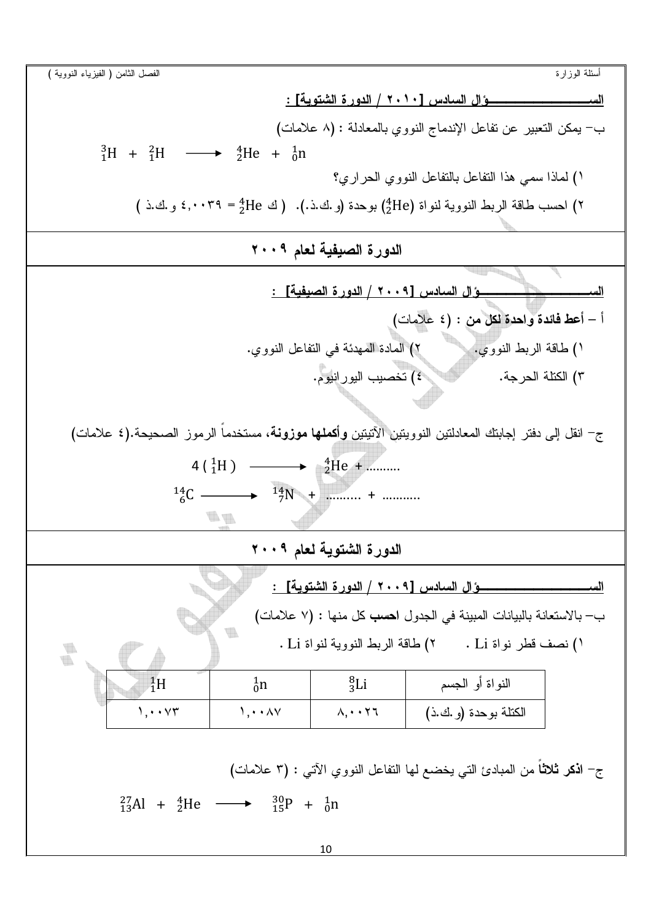**الســـــــــــــــــــــــــــؤال السادس [٢٠١٠ / الدورة الشتوية] :**

ب- يمكن التعبير عن تفاعل الإندماج النووي بالمعادلة : (٨ علامات)

$$ {}_{1}^{3}H + {}_{1}^{2}H \longrightarrow {}_{2}^{4}He + {}_{0}^{1}n $$

١) لماذا سمي هذا التفاعل بالتفاعل النووي الحراري؟

٢) احسب طاقة الربط النووية لنواة (${}_{2}^{4}He$) بوحدة (و.ك.ذ.). ( ك ${}_{2}^{4}He$ = ٤,٠٠٣٩ و.ك.ذ )

## الدورة الصيفية لعام ٢٠٠٩

**الســـــــــــــــــــــــــــؤال السادس [٢٠٠٩ / الدورة الصيفية] :**

أ – **أعط فائدة واحدة لكل من** : (٤ علامات)

١) طاقة الربط النووي. ٢) المادة المهدئة في التفاعل النووي.

٣) الكتلة الحرجة. ٤) تخصيب اليورانيوم.

ج- انقل إلى دفتر إجابتك المعادلتين النوويتين الآتيتين **وأكملها موزونة**، مستخدماً الرموز الصحيحة.(٤ علامات)

$$ 4\,({}_{1}^{1}H) \longrightarrow {}_{2}^{4}He + .......... $$

$$ {}_{6}^{14}C \longrightarrow {}_{7}^{14}N + .......... + ........... $$

## الدورة الشتوية لعام ٢٠٠٩

**الســـــــــــــــــــــــــــؤال السادس [٢٠٠٩ / الدورة الشتوية] :**

ب- بالاستعانة بالبيانات المبينة في الجدول **احسب** كل منها : (٧ علامات)

١) نصف قطر نواة Li . ٢) طاقة الربط النووية لنواة Li .

| النواة أو الجسم | ${}_{3}^{8}Li$ | ${}_{0}^{1}n$ | ${}_{1}^{1}H$ |
|---|---|---|---|
| الكتلة بوحدة (و.ك.ذ) | ٨,٠٠٢٦ | ١,٠٠٨٧ | ١,٠٠٧٣ |

ج- **اذكر ثلاثاً** من المبادئ التي يخضع لها التفاعل النووي الآتي : (٣ علامات)

$$ {}_{13}^{27}Al + {}_{2}^{4}He \longrightarrow {}_{15}^{30}P + {}_{0}^{1}n $$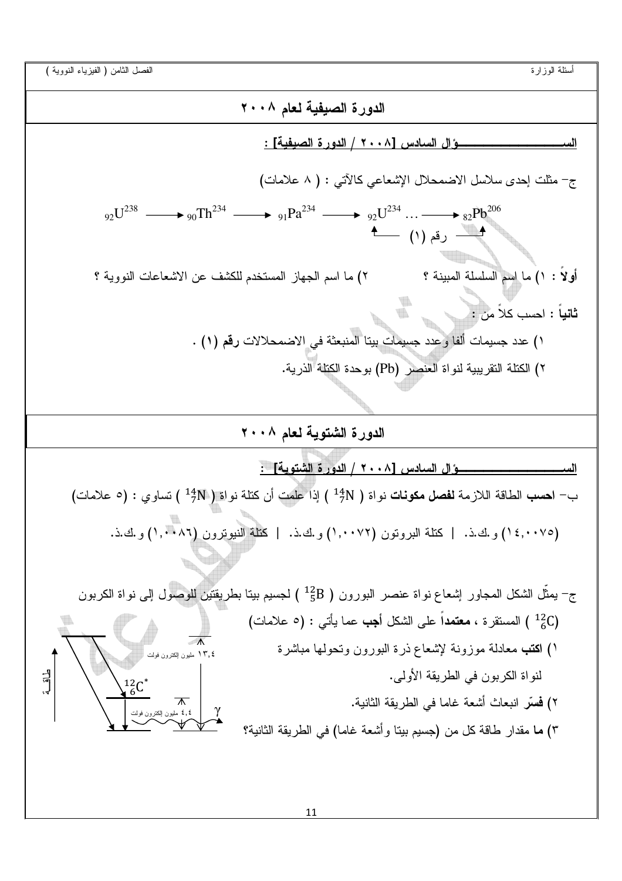## الدورة الصيفية لعام ٢٠٠٨

**السؤال السادس [٢٠٠٨ / الدورة الصيفية] :**

ج- مثلت إحدى سلاسل الاضمحلال الإشعاعي كالآتي : ( ٨ علامات)

$$_{92}U^{238} \longrightarrow {}_{90}Th^{234} \longrightarrow {}_{91}Pa^{234} \longrightarrow {}_{92}U^{234} \ldots \longrightarrow {}_{82}Pb^{206}$$

رقم (١)

**أولاً** : ١) ما اسم السلسلة المبينة ؟ ٢) ما اسم الجهاز المستخدم للكشف عن الاشعاعات النووية ؟

**ثانياً** : احسب كلاً من :

١) عدد جسيمات ألفا وعدد جسيمات بيتا المنبعثة في الاضمحلالات **رقم** (١) .

٢) الكتلة التقريبية لنواة العنصر (Pb) بوحدة الكتلة الذرية.

## الدورة الشتوية لعام ٢٠٠٨

**السؤال السادس [٢٠٠٨ / الدورة الشتوية] :**

ب- **احسب** الطاقة اللازمة **لفصل مكونات** نواة ( $^{14}_{7}N$ ) إذا علمت أن كتلة نواة ( $^{14}_{7}N$ ) تساوي : (٥ علامات)

(١٤,٠٠٧٥) و.ك.ذ. | كتلة البروتون (١,٠٠٧٢) و.ك.ذ. | كتلة النيوترون (١,٠٠٨٦) و.ك.ذ.

ج- يمثّل الشكل المجاور إشعاع نواة عنصر البورون ( $^{12}_{5}B$ ) لجسيم بيتا بطريقتين للوصول إلى نواة الكربون ($^{12}_{6}C$) المستقرة ، **معتمداً** على الشكل **أجب** عما يأتي : (٥ علامات)

١) **اكتب** معادلة موزونة لإشعاع ذرة البورون وتحولها مباشرة لنواة الكربون في الطريقة الأولى.

٢) **فسّر** انبعاث أشعة غاما في الطريقة الثانية.

٣) **ما** مقدار طاقة كل من (جسيم بيتا وأشعة غاما) في الطريقة الثانية؟

طاقة | $^{12}_{6}C^{*}$ | ١٣,٤ مليون إلكترون فولت | ٤,٤ مليون إلكترون فولت | $\gamma$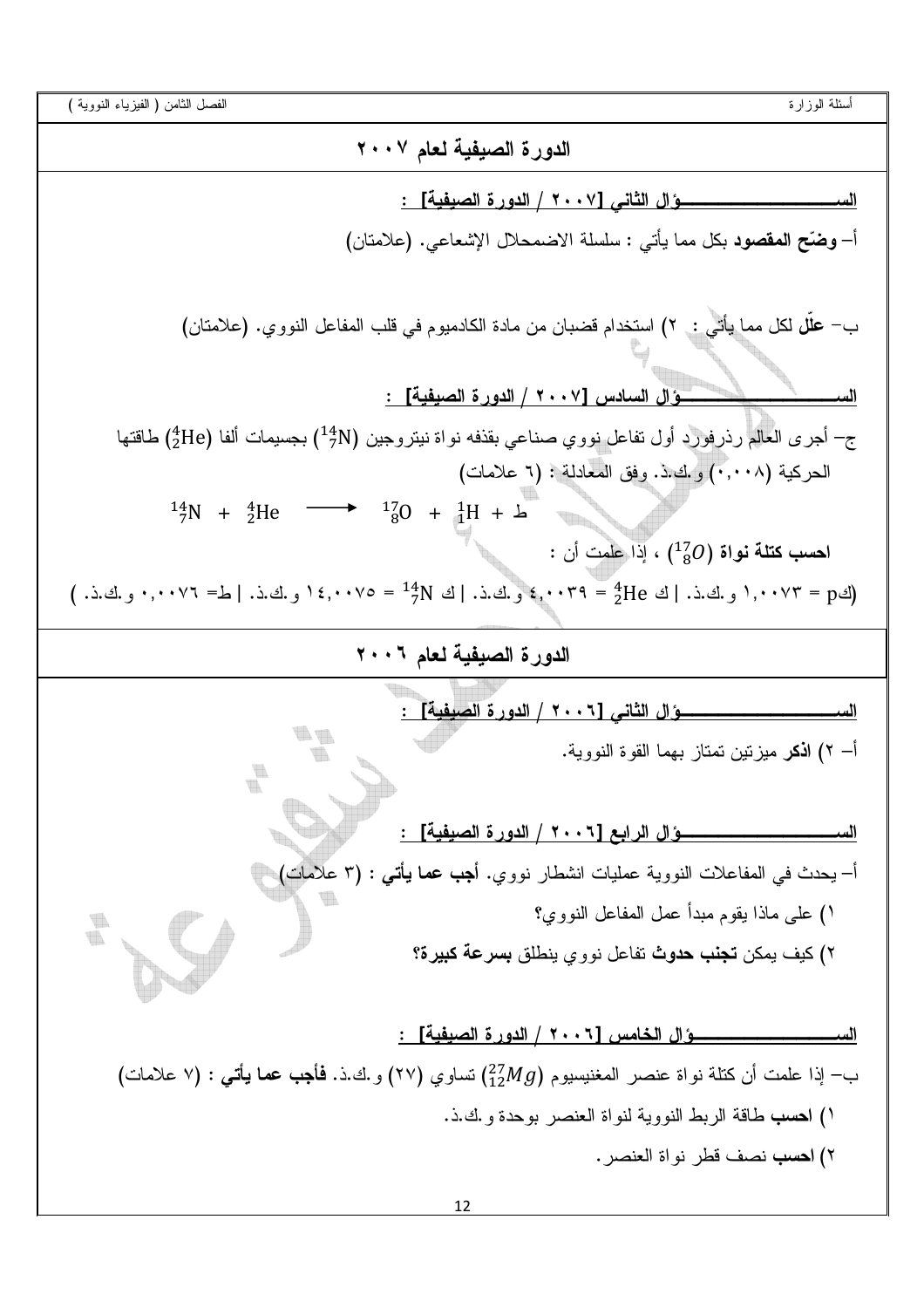## الدورة الصيفية لعام ٢٠٠٧

**السـؤال الثاني [٢٠٠٧ / الدورة الصيفية] :**

أ– **وضّح المقصود** بكل مما يأتي : سلسلة الاضمحلال الإشعاعي. (علامتان)

ب– **علّل** لكل مما يأتي : ٢) استخدام قضبان من مادة الكادميوم في قلب المفاعل النووي. (علامتان)

**السـؤال السادس [٢٠٠٧ / الدورة الصيفية] :**

ج– أجرى العالم رذرفورد أول تفاعل نووي صناعي بقذفه نواة نيتروجين ($^{14}_{7}N$) بجسيمات ألفا ($^{4}_{2}He$) طاقتها الحركية (٠,٠٠٨) و.ك.ذ. وفق المعادلة : (٦ علامات)

$$^{14}_{7}N \; + \; ^{4}_{2}He \longrightarrow \; ^{17}_{8}O \; + \; ^{1}_{1}H \; + \text{ط}$$

**احسب كتلة نواة** ($^{17}_{8}O$) ، إذا علمت أن :

(ك$_p$ = ١,٠٠٧٣ و.ك.ذ. | ك $^{4}_{2}He$ = ٤,٠٠٣٩ و.ك.ذ. | ك $^{14}_{7}N$ = ١٤,٠٠٧٥ و.ك.ذ. | ط= ٠,٠٠٧٦ و.ك.ذ. )

## الدورة الصيفية لعام ٢٠٠٦

**السـؤال الثاني [٢٠٠٦ / الدورة الصيفية] :**

أ– ٢) **اذكر** ميزتين تمتاز بهما القوة النووية.

**السـؤال الرابع [٢٠٠٦ / الدورة الصيفية] :**

أ– يحدث في المفاعلات النووية عمليات انشطار نووي. **أجب عما يأتي** : (٣ علامات)

١) على ماذا يقوم مبدأ عمل المفاعل النووي؟

٢) كيف يمكن **تجنب حدوث** تفاعل نووي ينطلق **بسرعة كبيرة**؟

**السـؤال الخامس [٢٠٠٦ / الدورة الصيفية] :**

ب– إذا علمت أن كتلة نواة عنصر المغنيسيوم ($^{27}_{12}Mg$) تساوي (٢٧) و.ك.ذ. **فأجب عما يأتي** : (٧ علامات)

١) **احسب** طاقة الربط النووية لنواة العنصر بوحدة و.ك.ذ.

٢) **احسب** نصف قطر نواة العنصر.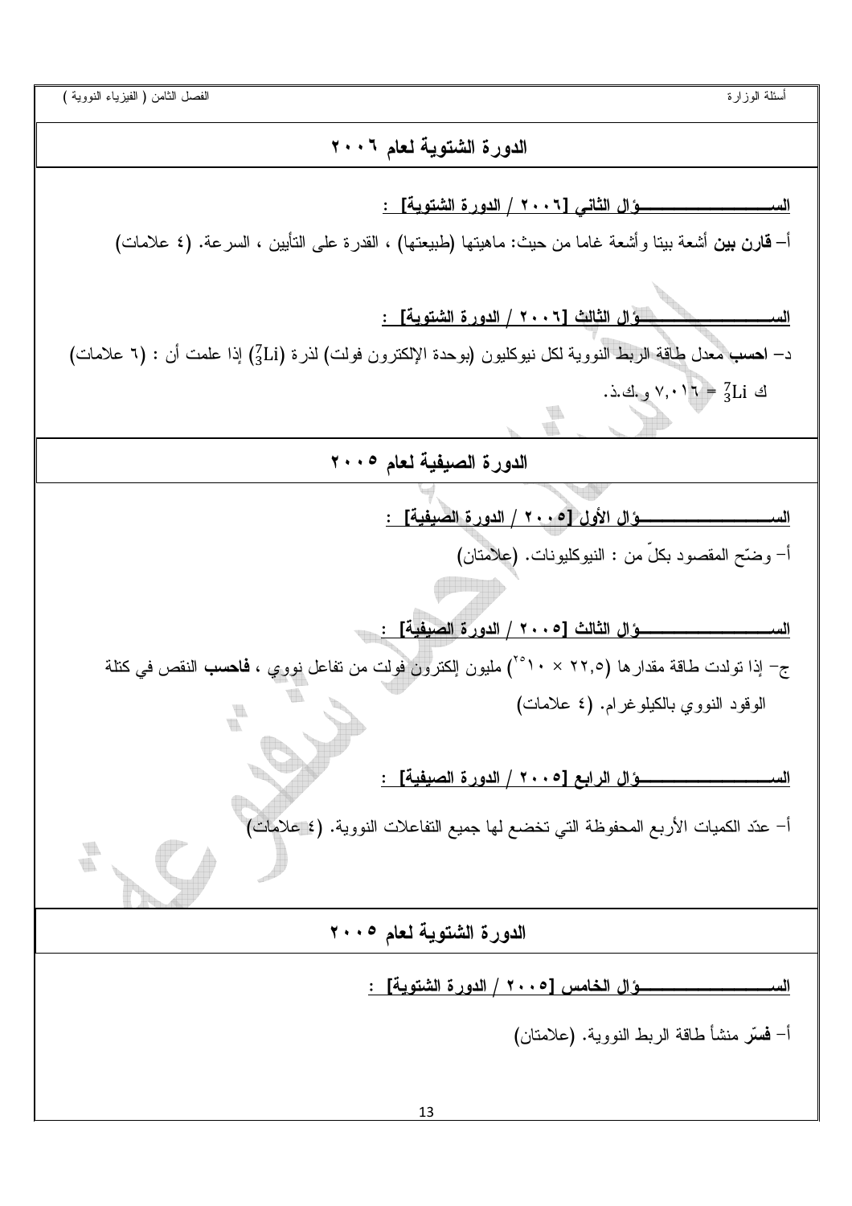## الدورة الشتوية لعام ٢٠٠٦

**السؤال الثاني [٢٠٠٦ / الدورة الشتوية] :**

أ– **قارن بين** أشعة بيتا وأشعة غاما من حيث: ماهيتها (طبيعتها) ، القدرة على التأيين ، السرعة. (٤ علامات)

**السؤال الثالث [٢٠٠٦ / الدورة الشتوية] :**

د– **احسب** معدل طاقة الربط النووية لكل نيوكليون (بوحدة الإلكترون فولت) لذرة ($^{7}_{3}Li$) إذا علمت أن : (٦ علامات)

ك $^{7}_{3}Li$ = ٧,٠١٦ و.ك.ذ.

## الدورة الصيفية لعام ٢٠٠٥

**السؤال الأول [٢٠٠٥ / الدورة الصيفية] :**

أ– وضّح المقصود بكلّ من : النيوكليونات. (علامتان)

**السؤال الثالث [٢٠٠٥ / الدورة الصيفية] :**

ج– إذا تولدت طاقة مقدارها (٢٢,٥ × ١٠^٢٥) مليون إلكترون فولت من تفاعل نووي ، **فاحسب** النقص في كتلة الوقود النووي بالكيلوغرام. (٤ علامات)

**السؤال الرابع [٢٠٠٥ / الدورة الصيفية] :**

أ– عدّد الكميات الأربع المحفوظة التي تخضع لها جميع التفاعلات النووية. (٤ علامات)

## الدورة الشتوية لعام ٢٠٠٥

**السؤال الخامس [٢٠٠٥ / الدورة الشتوية] :**

أ– **فسّر** منشأ طاقة الربط النووية. (علامتان)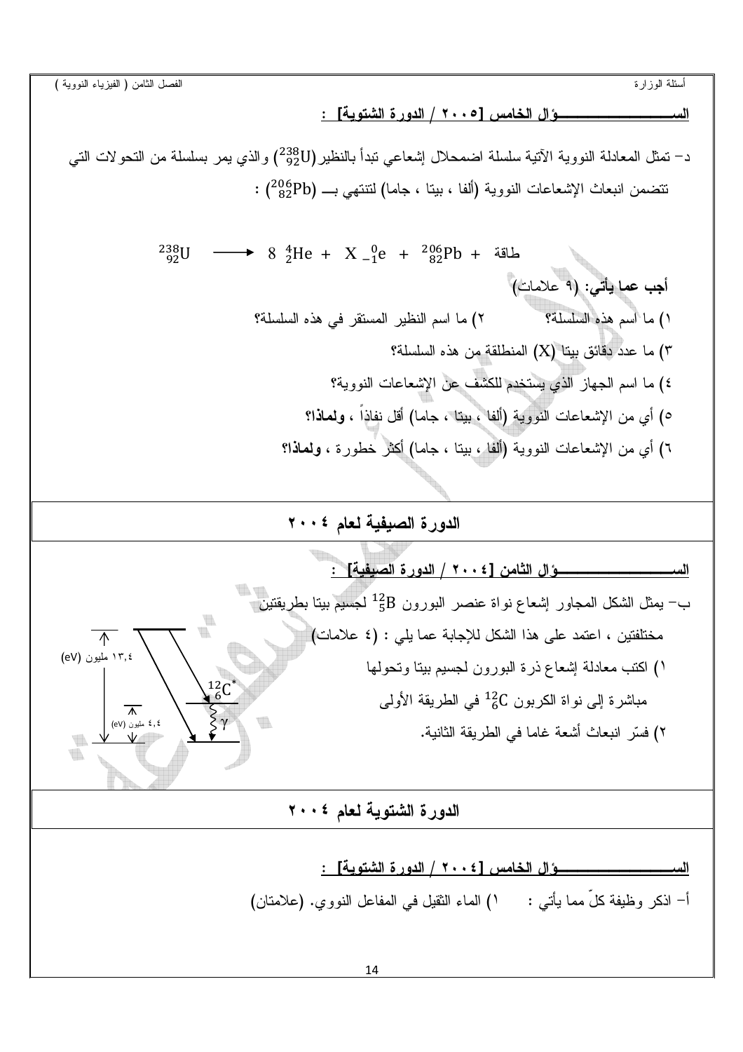**الســـــــــــــــــؤال الخامس [٢٠٠٥ / الدورة الشتوية] :**

د- تمثل المعادلة النووية الآتية سلسلة اضمحلال إشعاعي تبدأ بالنظير ($^{238}_{92}U$) والذي يمر بسلسلة من التحولات التي تتضمن انبعاث الإشعاعات النووية (ألفا ، بيتا ، جاما) لتنتهي بـــ ($^{206}_{82}Pb$) :

$$^{238}_{92}U \longrightarrow 8\ ^{4}_{2}He + X\ ^{0}_{-1}e + ^{206}_{82}Pb + \text{طاقة}$$

**أجب عما يأتي:** (٩ علامات)

١) ما اسم هذه السلسلة؟ ٢) ما اسم النظير المستقر في هذه السلسلة؟

٣) ما عدد دقائق بيتا (X) المنطلقة من هذه السلسلة؟

٤) ما اسم الجهاز الذي يستخدم للكشف عن الإشعاعات النووية؟

٥) أي من الإشعاعات النووية (ألفا ، بيتا ، جاما) أقل نفاذاً ، **ولماذا؟**

٦) أي من الإشعاعات النووية (ألفا ، بيتا ، جاما) أكثر خطورة ، **ولماذا؟**

## الدورة الصيفية لعام ٢٠٠٤

**الســـــــــــــــــؤال الثامن [٢٠٠٤ / الدورة الصيفية] :**

ب- يمثل الشكل المجاور إشعاع نواة عنصر البورون $^{12}_{5}B$ لجسيم بيتا بطريقتين مختلفتين ، اعتمد على هذا الشكل للإجابة عما يلي : (٤ علامات)

١) اكتب معادلة إشعاع ذرة البورون لجسيم بيتا وتحولها مباشرة إلى نواة الكربون $^{12}_{6}C$ في الطريقة الأولى

٢) فسّر انبعاث أشعة غاما في الطريقة الثانية.

(الشكل: ١٣,٤ مليون (eV) ، $^{12}_{6}C^*$ ، $\gamma$ ، ٤,٤ مليون (eV))

## الدورة الشتوية لعام ٢٠٠٤

**الســـــــــــــــــؤال الخامس [٢٠٠٤ / الدورة الشتوية] :**

أ- اذكر وظيفة كلّ مما يأتي : ١) الماء الثقيل في المفاعل النووي. (علامتان)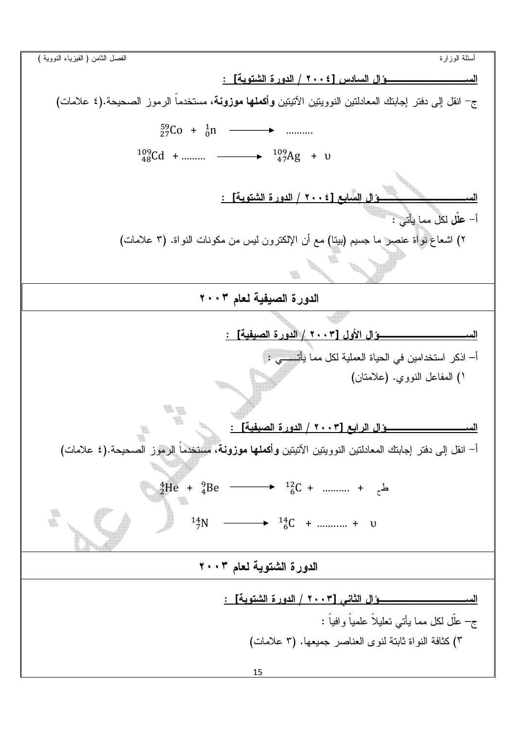**الســــــــــــــــــؤال السادس [٢٠٠٤ / الدورة الشتوية] :**

ج- انقل إلى دفتر إجابتك المعادلتين النوويتين الآتيتين **وأكملها موزونة**، مستخدماً الرموز الصحيحة.(٤ علامات)

$$^{59}_{27}Co + {}^{1}_{0}n \longrightarrow \ldots\ldots\ldots\ldots$$

$$^{109}_{48}Cd + \ldots\ldots\ldots \longrightarrow {}^{109}_{47}Ag + \upsilon$$

**الســــــــــــــــــؤال السابع [٢٠٠٤ / الدورة الشتوية] :**

أ- **علّل** لكل مما يأتي :

٢) اشعاع نواة عنصر ما جسيم (بيتا) مع أن الإلكترون ليس من مكونات النواة. (٣ علامات)

## الدورة الصيفية لعام ٢٠٠٣

**الســــــــــــــــــؤال الأول [٢٠٠٣ / الدورة الصيفية] :**

أ- اذكر استخدامين في الحياة العملية لكل مما يأتـــــي :

١) المفاعل النووي. (علامتان)

**الســــــــــــــــــؤال الرابع [٢٠٠٣ / الدورة الصيفية] :**

أ- انقل إلى دفتر إجابتك المعادلتين النوويتين الآتيتين **وأكملها موزونة**، مستخدماً الرموز الصحيحة.(٤ علامات)

$$^{4}_{2}He + {}^{9}_{4}Be \longrightarrow {}^{12}_{6}C + \ldots\ldots\ldots\ldots + \text{طـ}$$

$$^{14}_{7}N \longrightarrow {}^{14}_{6}C + \ldots\ldots\ldots\ldots + \upsilon$$

## الدورة الشتوية لعام ٢٠٠٣

**الســــــــــــــــــؤال الثاني [٢٠٠٣ / الدورة الشتوية] :**

ج- علّل لكل مما يأتي تعليلاً علمياً وافياً :

٣) كثافة النواة ثابتة لنوى العناصر جميعها. (٣ علامات)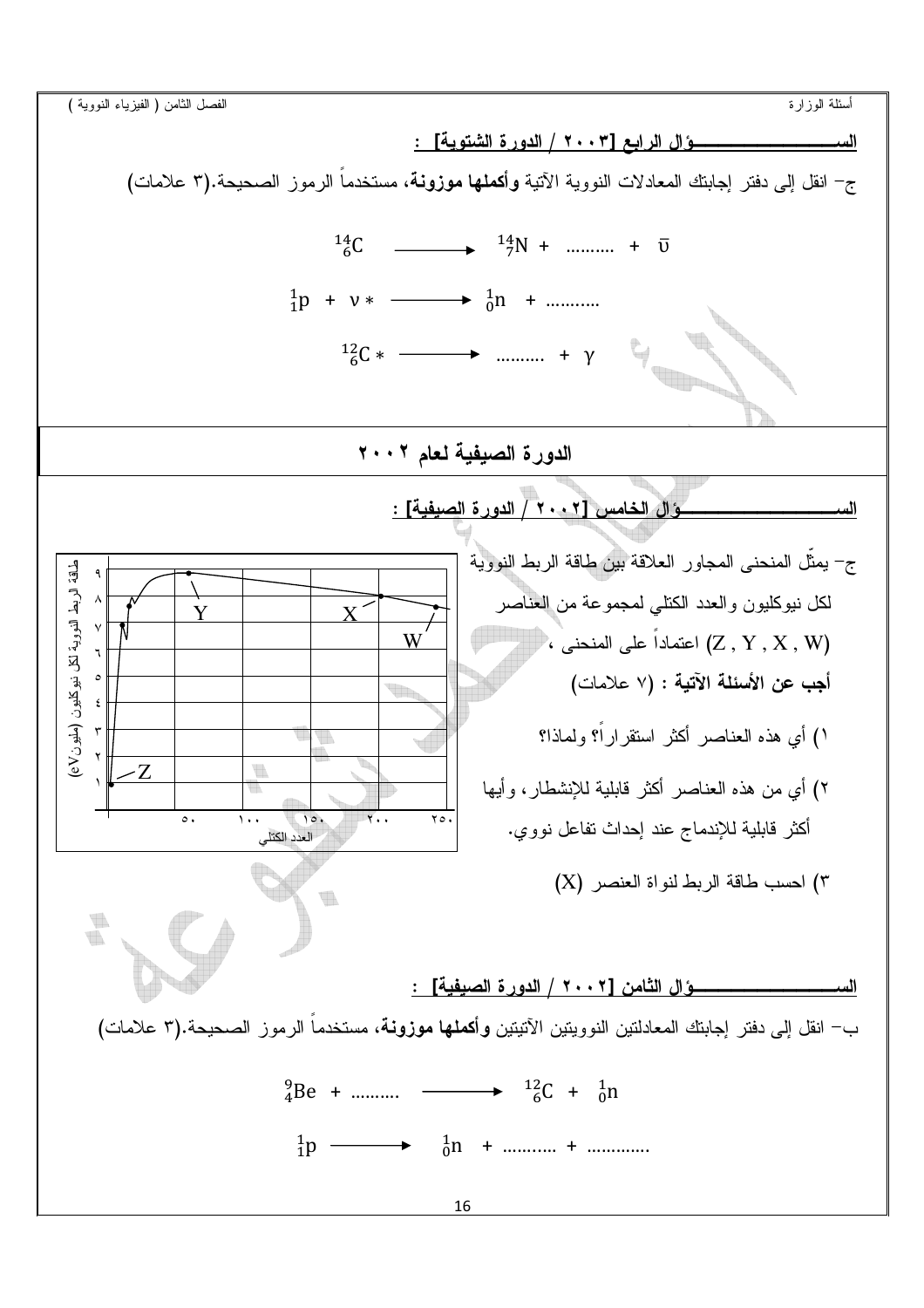السؤال الرابع [٢٠٠٣ / الدورة الشتوية] :

ج− انقل إلى دفتر إجابتك المعادلات النووية الآتية **وأكملها موزونة**، مستخدماً الرموز الصحيحة.(٣ علامات)

$$^{14}_{6}C \longrightarrow {}^{14}_{7}N + \ldots\ldots\ldots + \bar{\upsilon}$$

$$^{1}_{1}p + \nu * \longrightarrow {}^{1}_{0}n + \ldots\ldots\ldots$$

$$^{12}_{6}C * \longrightarrow \ldots\ldots\ldots + \gamma$$

## الدورة الصيفية لعام ٢٠٠٢

السؤال الخامس [٢٠٠٢ / الدورة الصيفية] :

ج− يمثّل المنحنى المجاور العلاقة بين طاقة الربط النووية لكل نيوكليون والعدد الكتلي لمجموعة من العناصر (Z , Y , X , W) اعتماداً على المنحنى ،

**أجب عن الأسئلة الآتية :** (٧ علامات)

١) أي هذه العناصر أكثر استقراراً؟ ولماذا؟

٢) أي من هذه العناصر أكثر قابلية للإنشطار، وأيها أكثر قابلية للإندماج عند إحداث تفاعل نووي.

٣) احسب طاقة الربط لنواة العنصر (X)

طاقة الربط النووية لكل نيوكليون (مليون eV)

العدد الكتلي

السؤال الثامن [٢٠٠٢ / الدورة الصيفية] :

ب− انقل إلى دفتر إجابتك المعادلتين النوويتين الآتيتين **وأكملها موزونة**، مستخدماً الرموز الصحيحة.(٣ علامات)

$$^{9}_{4}Be + \ldots\ldots\ldots \longrightarrow {}^{12}_{6}C + {}^{1}_{0}n$$

$$^{1}_{1}p \longrightarrow {}^{1}_{0}n + \ldots\ldots\ldots + \ldots\ldots\ldots$$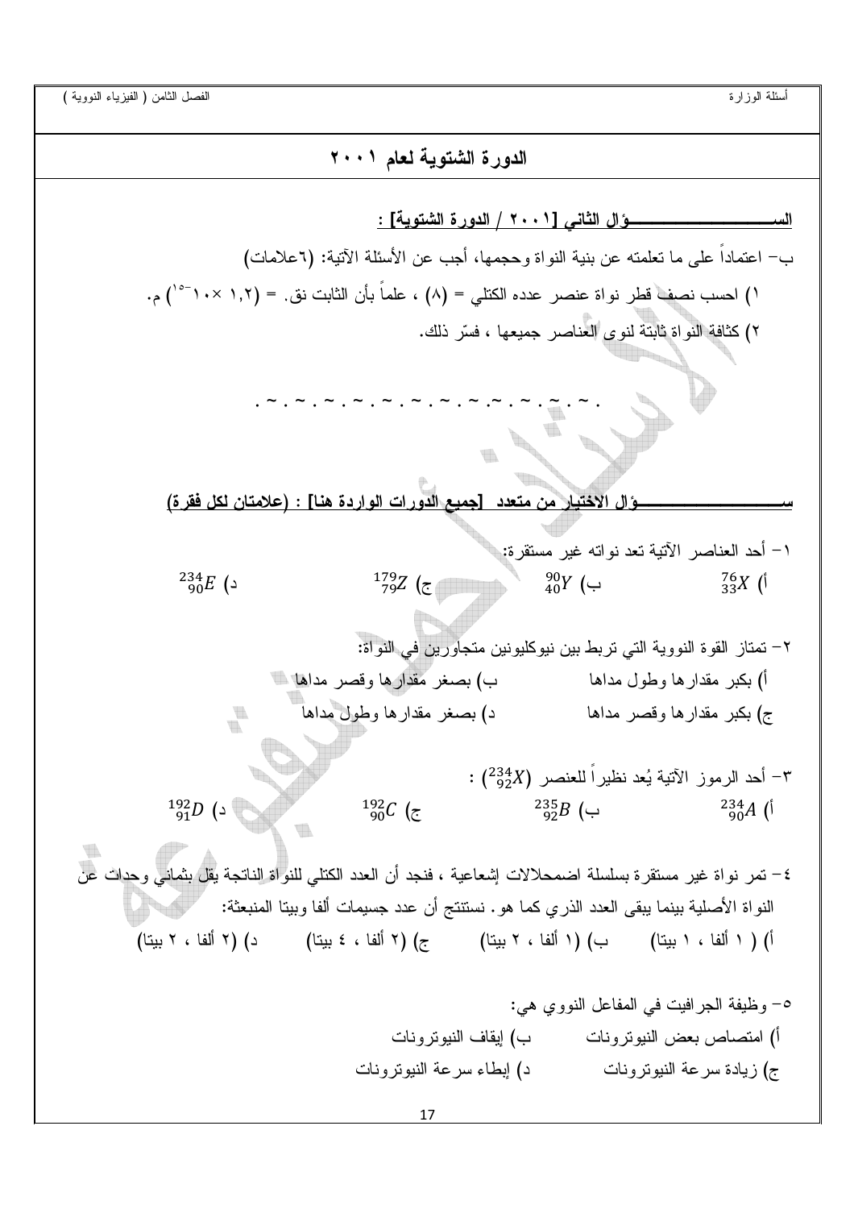## الدورة الشتوية لعام ٢٠٠١

**السـؤال الثاني [٢٠٠١ / الدورة الشتوية] :**

ب- اعتماداً على ما تعلمته عن بنية النواة وحجمها، أجب عن الأسئلة الآتية: (٦علامات)

١) احسب نصف قطر نواة عنصر عدده الكتلي = (٨) ، علماً بأن الثابت نق. = ($1.2 \times 10^{-15}$) م.

٢) كثافة النواة ثابتة لنوى العناصر جميعها ، فسّر ذلك.

. ~ . ~ . ~ . ~ . ~ . ~ . ~ . ~ . ~ . ~ . ~ . ~ .

**سـؤال الاختيار من متعدد [جميع الدورات الواردة هنا] : (علامتان لكل فقرة)**

١- أحد العناصر الآتية تعد نواته غير مستقرة:

أ) $^{76}_{33}X$ ب) $^{90}_{40}Y$ ج) $^{179}_{79}Z$ د) $^{234}_{90}E$

٢- تمتاز القوة النووية التي تربط بين نيوكليونين متجاورين في النواة:

أ) بكبر مقدارها وطول مداها ب) بصغر مقدارها وقصر مداها

ج) بكبر مقدارها وقصر مداها د) بصغر مقدارها وطول مداها

٣- أحد الرموز الآتية يُعد نظيراً للعنصر ($^{234}_{92}X$) :

أ) $^{234}_{90}A$ ب) $^{235}_{92}B$ ج) $^{192}_{90}C$ د) $^{192}_{91}D$

٤- تمر نواة غير مستقرة بسلسلة اضمحلالات إشعاعية ، فنجد أن العدد الكتلي للنواة الناتجة يقل بثماني وحدات عن النواة الأصلية بينما يبقى العدد الذري كما هو. نستنتج أن عدد جسيمات ألفا وبيتا المنبعثة:

أ) ( ١ ألفا ، ١ بيتا) ب) (١ ألفا ، ٢ بيتا) ج) (٢ ألفا ، ٤ بيتا) د) (٢ ألفا ، ٢ بيتا)

٥- وظيفة الجرافيت في المفاعل النووي هي:

أ) امتصاص بعض النيوترونات ب) إيقاف النيوترونات

ج) زيادة سرعة النيوترونات د) إبطاء سرعة النيوترونات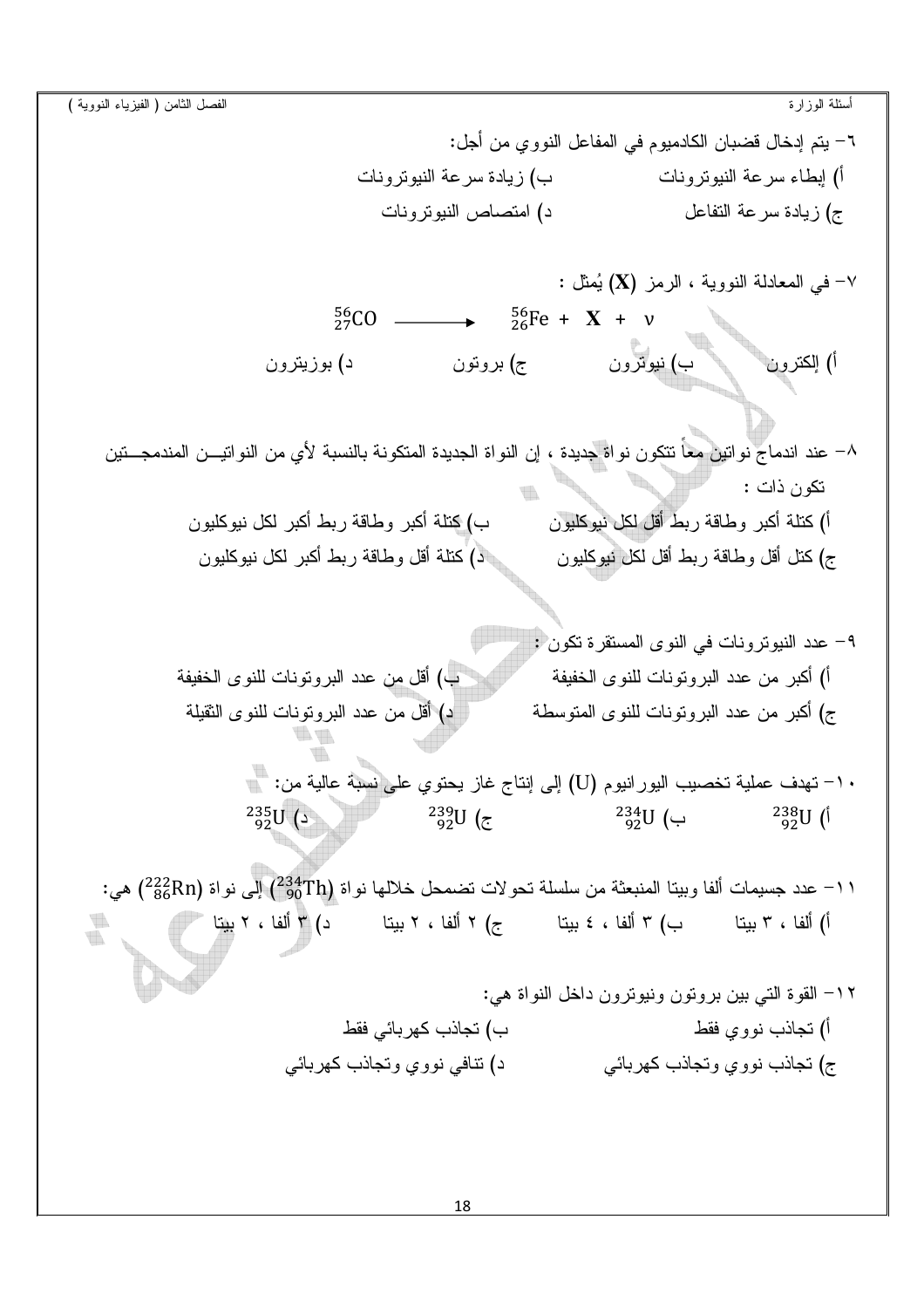٦- يتم إدخال قضبان الكادميوم في المفاعل النووي من أجل:

أ) إبطاء سرعة النيوترونات　　ب) زيادة سرعة النيوترونات

ج) زيادة سرعة التفاعل　　د) امتصاص النيوترونات

٧- في المعادلة النووية ، الرمز (**X**) يُمثل :

$$^{56}_{27}\text{CO} \longrightarrow {}^{56}_{26}\text{Fe} + \mathbf{X} + \nu$$

أ) إلكترون　　ب) نيوترون　　ج) بروتون　　د) بوزيترون

٨- عند اندماج نواتين معاً تتكون نواة جديدة ، إن النواة الجديدة المتكونة بالنسبة لأي من النواتيـــن المندمجـــتين تكون ذات :

أ) كتلة أكبر وطاقة ربط أكبر لكل نيوكليون　　ب) كتلة أكبر وطاقة ربط أقل لكل نيوكليون

ج) كتل أقل وطاقة ربط أقل لكل نيوكليون　　د) كتلة أقل وطاقة ربط أكبر لكل نيوكليون

٩- عدد النيوترونات في النوى المستقرة تكون :

أ) أكبر من عدد البروتونات للنوى الخفيفة　　ب) أقل من عدد البروتونات للنوى الخفيفة

ج) أكبر من عدد البروتونات للنوى المتوسطة　　د) أقل من عدد البروتونات للنوى الثقيلة

١٠- تهدف عملية تخصيب اليورانيوم (U) إلى إنتاج غاز يحتوي على نسبة عالية من:

أ) $^{238}_{92}\text{U}$　　ب) $^{234}_{92}\text{U}$　　ج) $^{239}_{92}\text{U}$　　د) $^{235}_{92}\text{U}$

١١- عدد جسيمات ألفا وبيتا المنبعثة من سلسلة تحولات تضمحل خلالها نواة ($^{234}_{90}\text{Th}$) إلى نواة ($^{222}_{86}\text{Rn}$) هي:

أ) ألفا ، ٣ بيتا　　ب) ٣ ألفا ، ٤ بيتا　　ج) ٢ ألفا ، ٢ بيتا　　د) ٣ ألفا ، ٢ بيتا

١٢- القوة التي بين بروتون ونيوترون داخل النواة هي:

أ) تجاذب نووي فقط　　ب) تجاذب كهربائي فقط

ج) تجاذب نووي وتجاذب كهربائي　　د) تنافي نووي وتجاذب كهربائي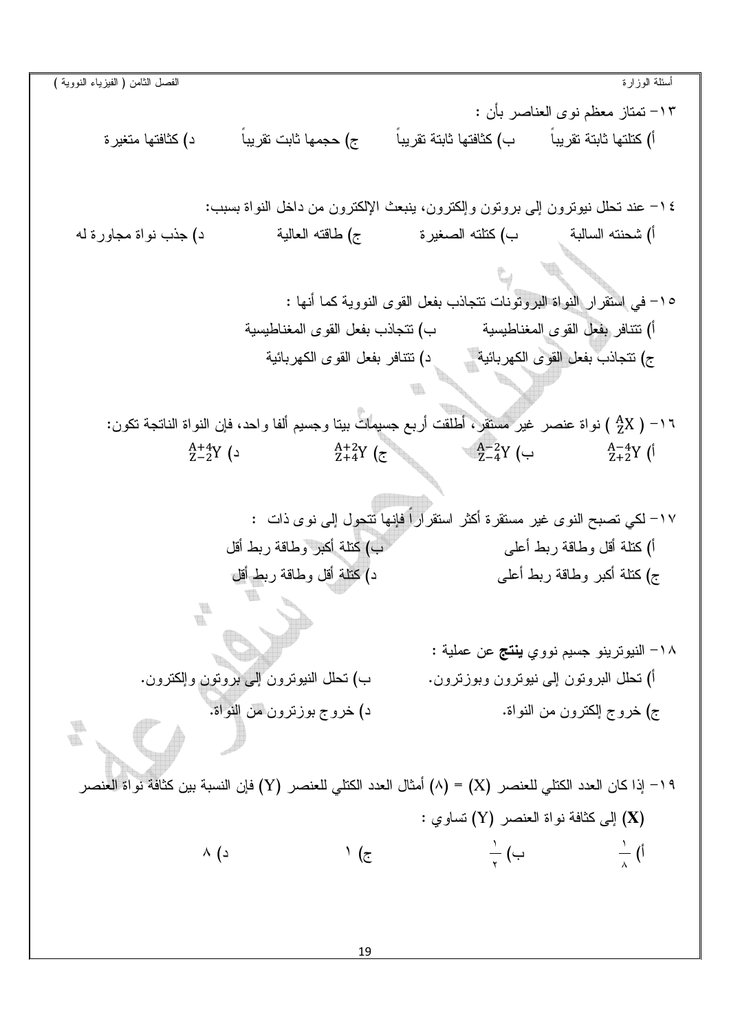١٣- تمتاز معظم نوى العناصر بأن :

أ) كتلتها ثابتة تقريباً ب) كثافتها ثابتة تقريباً ج) حجمها ثابت تقريباً د) كثافتها متغيرة

١٤- عند تحلل نيوترون إلى بروتون وإلكترون، ينبعث الإلكترون من داخل النواة بسبب:

أ) شحنته السالبة ب) كتلته الصغيرة ج) طاقته العالية د) جذب نواة مجاورة له

١٥- في استقرار النواة البروتونات تتجاذب بفعل القوى النووية كما أنها :

أ) تتنافر بفعل القوى المغناطيسية ب) تتجاذب بفعل القوى المغناطيسية

ج) تتجاذب بفعل القوى الكهربائية د) تتنافر بفعل القوى الكهربائية

١٦- ( $^{A}_{Z}X$ ) نواة عنصر غير مستقر، أطلقت أربع جسيمات بيتا وجسيم ألفا واحد، فإن النواة الناتجة تكون:

أ) $^{A-4}_{Z+2}Y$ ب) $^{A-2}_{Z-4}Y$ ج) $^{A+2}_{Z+4}Y$ د) $^{A+4}_{Z-2}Y$

١٧- لكي تصبح النوى غير مستقرة أكثر استقراراً فإنها تتحول إلى نوى ذات :

أ) كتلة أقل وطاقة ربط أعلى ب) كتلة أكبر وطاقة ربط أقل

ج) كتلة أكبر وطاقة ربط أعلى د) كتلة أقل وطاقة ربط أقل

١٨- النيوترينو جسيم نووي **ينتج** عن عملية :

أ) تحلل البروتون إلى نيوترون وبوزترون. ب) تحلل النيوترون إلى بروتون وإلكترون.

ج) خروج إلكترون من النواة. د) خروج بوزترون من النواة.

١٩- إذا كان العدد الكتلي للعنصر (X) = (٨) أمثال العدد الكتلي للعنصر (Y) فإن النسبة بين كثافة نواة العنصر **(X)** إلى كثافة نواة العنصر (Y) تساوي :

أ) $\frac{١}{٨}$ ب) $\frac{١}{٢}$ ج) ١ د) ٨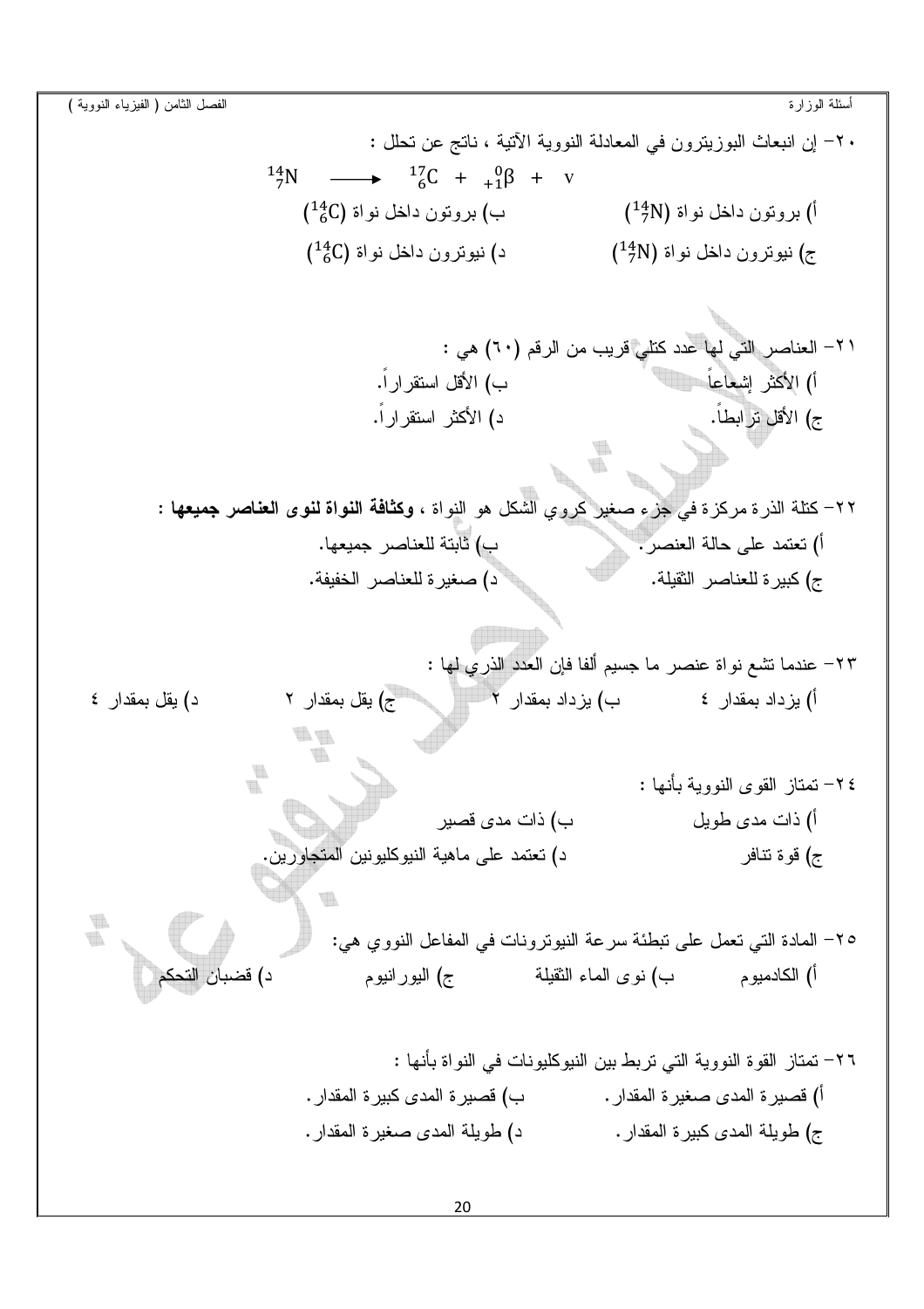٢٠- إن انبعاث البوزيترون في المعادلة النووية الآتية ، ناتج عن تحلل :

$$^{14}_{7}N \longrightarrow \ ^{17}_{6}C + \ ^{0}_{+1}\beta + v$$

أ) بروتون داخل نواة ($^{14}_{7}N$)　　　ب) بروتون داخل نواة ($^{14}_{6}C$)

ج) نيوترون داخل نواة ($^{14}_{7}N$)　　　د) نيوترون داخل نواة ($^{14}_{6}C$)

٢١- العناصر التي لها عدد كتلي قريب من الرقم (٦٠) هي :

أ) الأكثر إشعاعاً　　　ب) الأقل استقراراً.

ج) الأقل ترابطاً.　　　د) الأكثر استقراراً.

٢٢- كتلة الذرة مركزة في جزء صغير كروي الشكل هو النواة ، **وكثافة النواة لنوى العناصر جميعها :**

أ) تعتمد على حالة العنصر.　　　ب) ثابتة للعناصر جميعها.

ج) كبيرة للعناصر الثقيلة.　　　د) صغيرة للعناصر الخفيفة.

٢٣- عندما تشع نواة عنصر ما جسيم ألفا فإن العدد الذري لها :

أ) يزداد بمقدار ٤　　　ب) يزداد بمقدار ٢　　　ج) يقل بمقدار ٢　　　د) يقل بمقدار ٤

٢٤- تمتاز القوى النووية بأنها :

أ) ذات مدى طويل　　　ب) ذات مدى قصير

ج) قوة تنافر　　　د) تعتمد على ماهية النيوكليونين المتجاورين.

٢٥- المادة التي تعمل على تبطئة سرعة النيوترونات في المفاعل النووي هي:

أ) الكادميوم　　　ب) نوى الماء الثقيلة　　　ج) اليورانيوم　　　د) قضبان التحكم

٢٦- تمتاز القوة النووية التي تربط بين النيوكليونات في النواة بأنها :

أ) قصيرة المدى صغيرة المقدار.　　　ب) قصيرة المدى كبيرة المقدار.

ج) طويلة المدى كبيرة المقدار.　　　د) طويلة المدى صغيرة المقدار.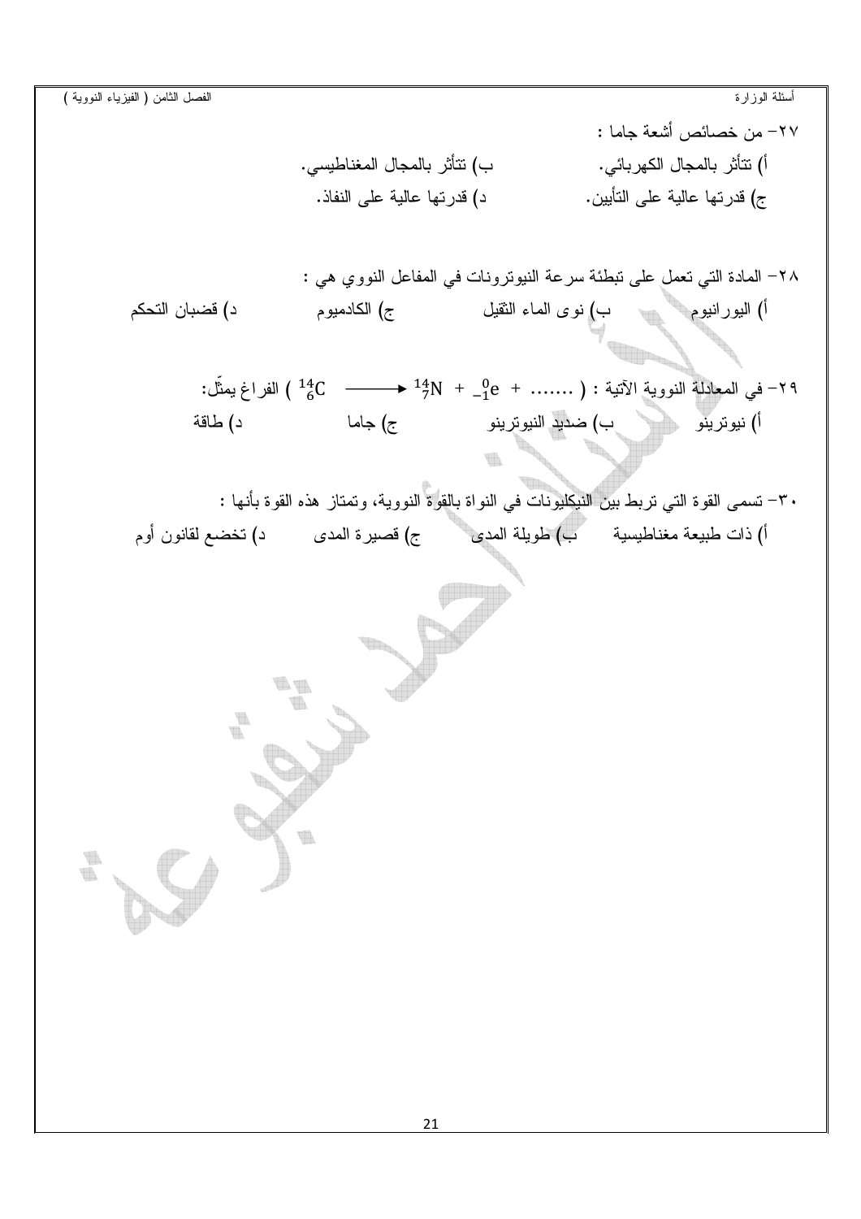٢٧- من خصائص أشعة جاما :

أ) تتأثر بالمجال الكهربائي. ب) تتأثر بالمجال المغناطيسي.

ج) قدرتها عالية على التأيين. د) قدرتها عالية على النفاذ.

٢٨- المادة التي تعمل على تبطئة سرعة النيوترونات في المفاعل النووي هي :

أ) اليورانيوم ب) نوى الماء الثقيل ج) الكادميوم د) قضبان التحكم

٢٩- في المعادلة النووية الآتية : ( $^{14}_{6}C \longrightarrow {}^{14}_{7}N + {}^{0}_{-1}e + \ldots\ldots$ ) الفراغ يمثّل:

أ) نيوترينو ب) ضديد النيوترينو ج) جاما د) طاقة

٣٠- تسمى القوة التي تربط بين النيكليونات في النواة بالقوة النووية، وتمتاز هذه القوة بأنها :

أ) ذات طبيعة مغناطيسية ب) طويلة المدى ج) قصيرة المدى د) تخضع لقانون أوم